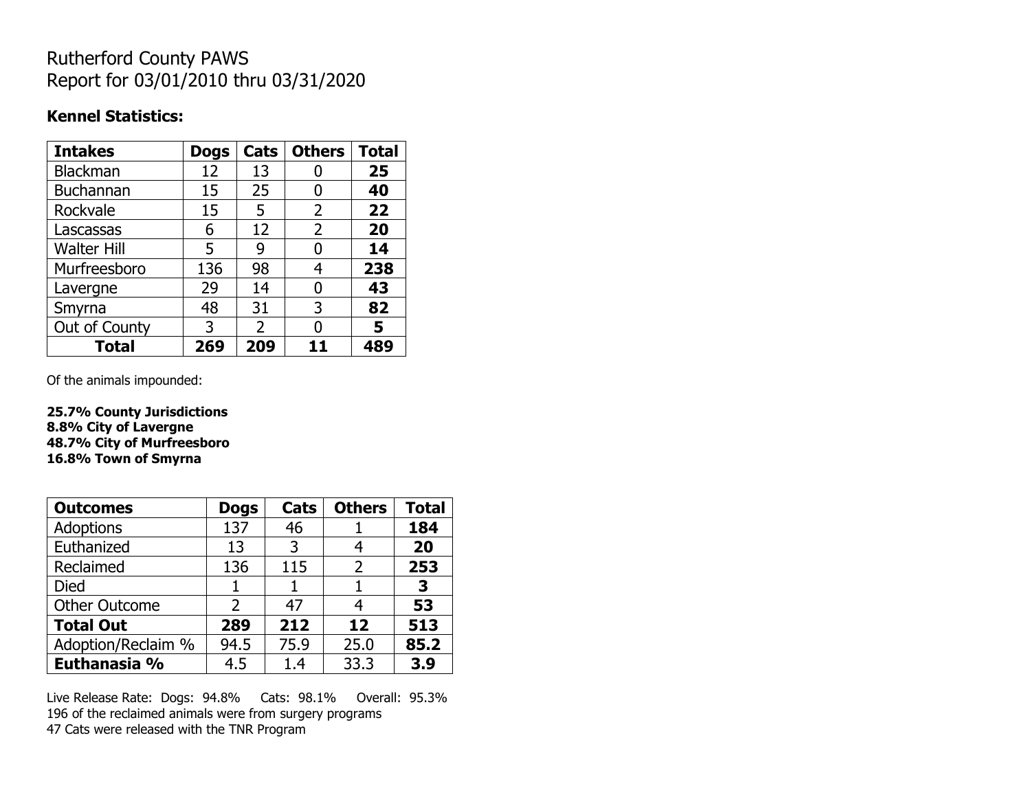# Rutherford County PAWS
Report for 03/01/2010 thru 03/31/2020

**Kennel Statistics:**

| Intakes | Dogs | Cats | Others | Total |
|---|---|---|---|---|
| Blackman | 12 | 13 | 0 | **25** |
| Buchannan | 15 | 25 | 0 | **40** |
| Rockvale | 15 | 5 | 2 | **22** |
| Lascassas | 6 | 12 | 2 | **20** |
| Walter Hill | 5 | 9 | 0 | **14** |
| Murfreesboro | 136 | 98 | 4 | **238** |
| Lavergne | 29 | 14 | 0 | **43** |
| Smyrna | 48 | 31 | 3 | **82** |
| Out of County | 3 | 2 | 0 | **5** |
| **Total** | **269** | **209** | **11** | **489** |

Of the animals impounded:

**25.7% County Jurisdictions**
**8.8% City of Lavergne**
**48.7% City of Murfreesboro**
**16.8% Town of Smyrna**

| Outcomes | Dogs | Cats | Others | Total |
|---|---|---|---|---|
| Adoptions | 137 | 46 | 1 | **184** |
| Euthanized | 13 | 3 | 4 | **20** |
| Reclaimed | 136 | 115 | 2 | **253** |
| Died | 1 | 1 | 1 | **3** |
| Other Outcome | 2 | 47 | 4 | **53** |
| **Total Out** | **289** | **212** | **12** | **513** |
| Adoption/Reclaim % | 94.5 | 75.9 | 25.0 | **85.2** |
| **Euthanasia %** | 4.5 | 1.4 | 33.3 | **3.9** |

Live Release Rate: Dogs: 94.8% Cats: 98.1% Overall: 95.3%
196 of the reclaimed animals were from surgery programs
47 Cats were released with the TNR Program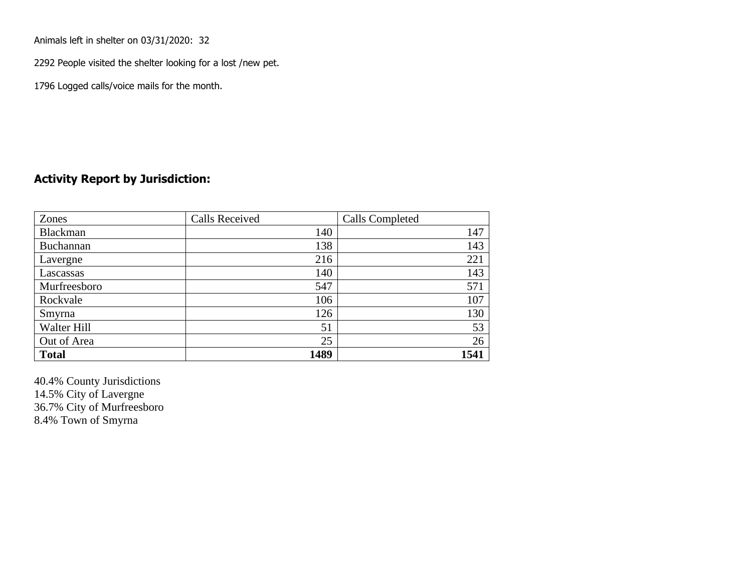Animals left in shelter on 03/31/2020: 32

2292 People visited the shelter looking for a lost /new pet.

1796 Logged calls/voice mails for the month.

## Activity Report by Jurisdiction:

| Zones | Calls Received | Calls Completed |
|---|---|---|
| Blackman | 140 | 147 |
| Buchannan | 138 | 143 |
| Lavergne | 216 | 221 |
| Lascassas | 140 | 143 |
| Murfreesboro | 547 | 571 |
| Rockvale | 106 | 107 |
| Smyrna | 126 | 130 |
| Walter Hill | 51 | 53 |
| Out of Area | 25 | 26 |
| **Total** | **1489** | **1541** |

40.4% County Jurisdictions
14.5% City of Lavergne
36.7% City of Murfreesboro
8.4% Town of Smyrna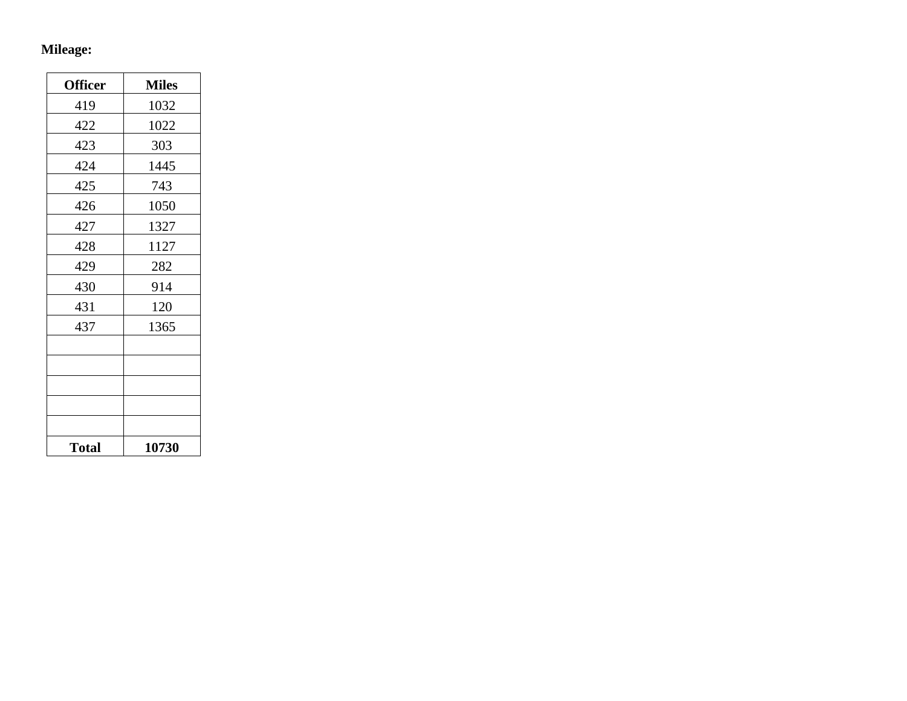**Mileage:**

| Officer | Miles |
|---|---|
| 419 | 1032 |
| 422 | 1022 |
| 423 | 303 |
| 424 | 1445 |
| 425 | 743 |
| 426 | 1050 |
| 427 | 1327 |
| 428 | 1127 |
| 429 | 282 |
| 430 | 914 |
| 431 | 120 |
| 437 | 1365 |
| | |
| | |
| | |
| | |
| | |
| **Total** | **10730** |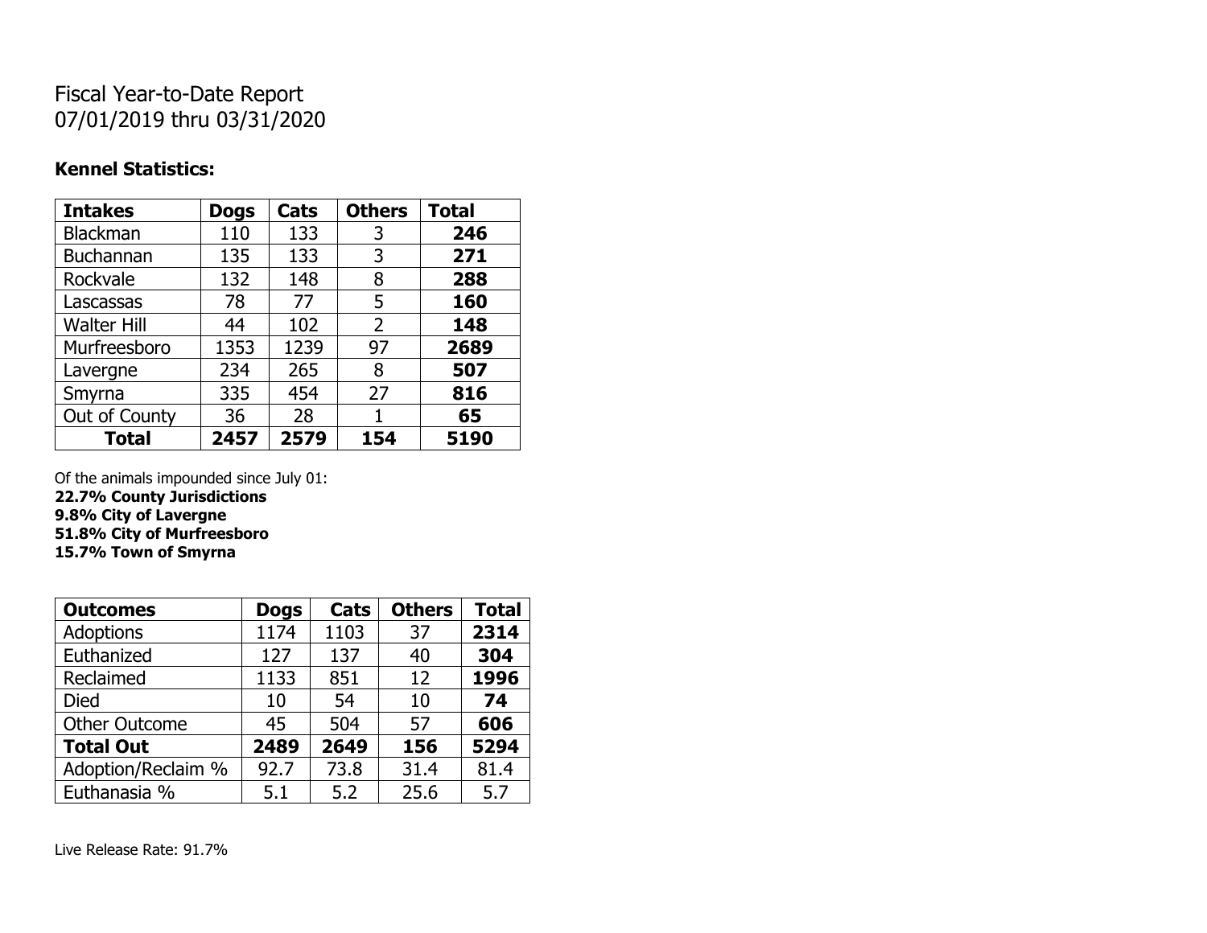# Fiscal Year-to-Date Report
07/01/2019 thru 03/31/2020

### Kennel Statistics:

| Intakes | Dogs | Cats | Others | Total |
|---|---|---|---|---|
| Blackman | 110 | 133 | 3 | **246** |
| Buchannan | 135 | 133 | 3 | **271** |
| Rockvale | 132 | 148 | 8 | **288** |
| Lascassas | 78 | 77 | 5 | **160** |
| Walter Hill | 44 | 102 | 2 | **148** |
| Murfreesboro | 1353 | 1239 | 97 | **2689** |
| Lavergne | 234 | 265 | 8 | **507** |
| Smyrna | 335 | 454 | 27 | **816** |
| Out of County | 36 | 28 | 1 | **65** |
| **Total** | **2457** | **2579** | **154** | **5190** |

Of the animals impounded since July 01:
**22.7% County Jurisdictions**
**9.8% City of Lavergne**
**51.8% City of Murfreesboro**
**15.7% Town of Smyrna**

| Outcomes | Dogs | Cats | Others | Total |
|---|---|---|---|---|
| Adoptions | 1174 | 1103 | 37 | **2314** |
| Euthanized | 127 | 137 | 40 | **304** |
| Reclaimed | 1133 | 851 | 12 | **1996** |
| Died | 10 | 54 | 10 | **74** |
| Other Outcome | 45 | 504 | 57 | **606** |
| **Total Out** | **2489** | **2649** | **156** | **5294** |
| Adoption/Reclaim % | 92.7 | 73.8 | 31.4 | 81.4 |
| Euthanasia % | 5.1 | 5.2 | 25.6 | 5.7 |

Live Release Rate: 91.7%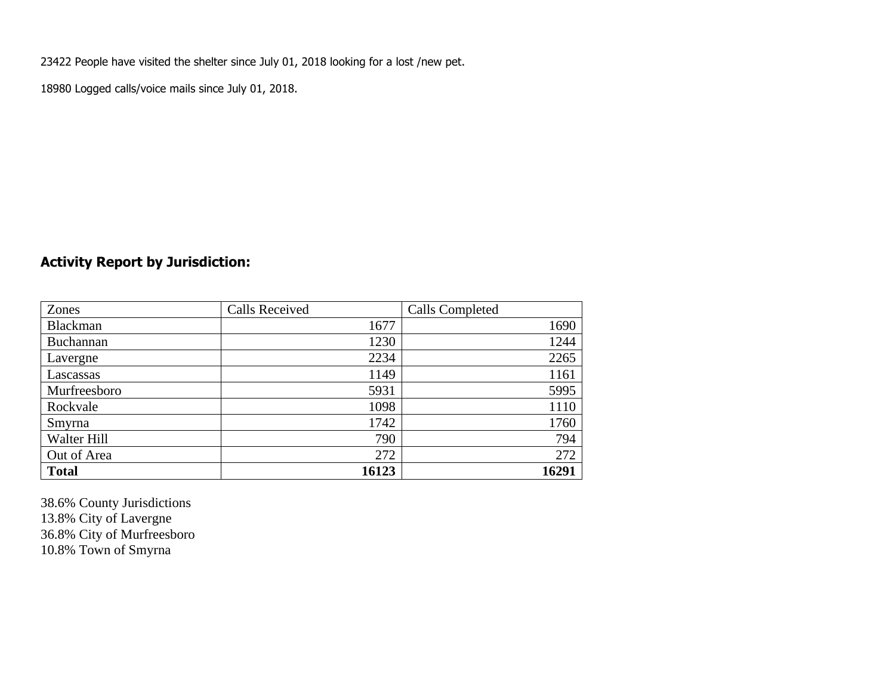23422 People have visited the shelter since July 01, 2018 looking for a lost /new pet.

18980 Logged calls/voice mails since July 01, 2018.

## Activity Report by Jurisdiction:

| Zones | Calls Received | Calls Completed |
|---|---|---|
| Blackman | 1677 | 1690 |
| Buchannan | 1230 | 1244 |
| Lavergne | 2234 | 2265 |
| Lascassas | 1149 | 1161 |
| Murfreesboro | 5931 | 5995 |
| Rockvale | 1098 | 1110 |
| Smyrna | 1742 | 1760 |
| Walter Hill | 790 | 794 |
| Out of Area | 272 | 272 |
| **Total** | **16123** | **16291** |

38.6% County Jurisdictions
13.8% City of Lavergne
36.8% City of Murfreesboro
10.8% Town of Smyrna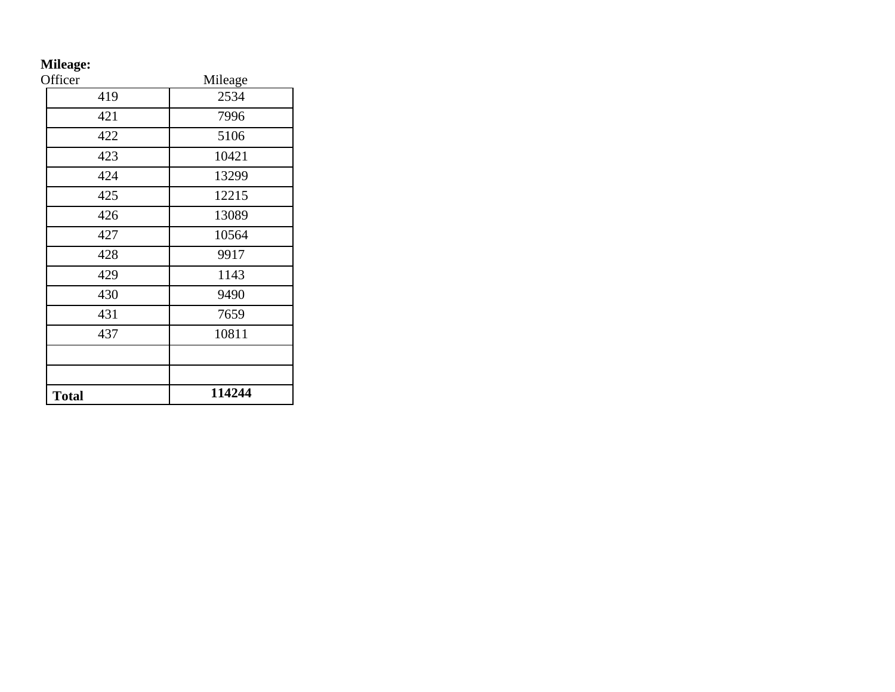**Mileage:**

| Officer | Mileage |
|---|---|
| 419 | 2534 |
| 421 | 7996 |
| 422 | 5106 |
| 423 | 10421 |
| 424 | 13299 |
| 425 | 12215 |
| 426 | 13089 |
| 427 | 10564 |
| 428 | 9917 |
| 429 | 1143 |
| 430 | 9490 |
| 431 | 7659 |
| 437 | 10811 |
| | |
| | |
| **Total** | **114244** |